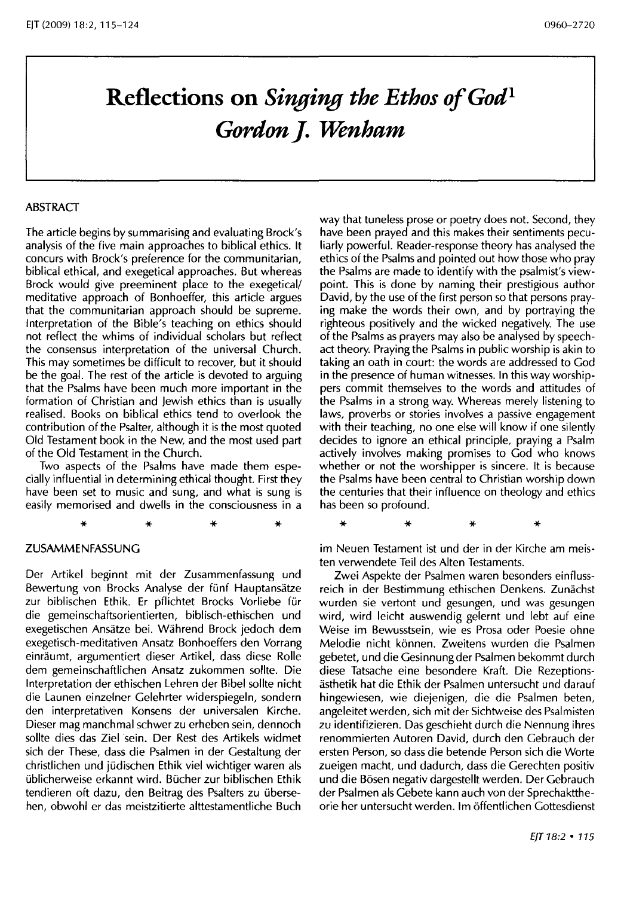# Reflections on *Singing the Ethos of God*[1]

## *Gordon J. Wenham*

### ABSTRACT

The article begins by summarising and evaluating Brock's analysis of the five main approaches to biblical ethics. It concurs with Brock's preference for the communitarian, biblical ethical, and exegetical approaches. But whereas Brock would give preeminent place to the exegetical/meditative approach of Bonhoeffer, this article argues that the communitarian approach should be supreme. Interpretation of the Bible's teaching on ethics should not reflect the whims of individual scholars but reflect the consensus interpretation of the universal Church. This may sometimes be difficult to recover, but it should be the goal. The rest of the article is devoted to arguing that the Psalms have been much more important in the formation of Christian and Jewish ethics than is usually realised. Books on biblical ethics tend to overlook the contribution of the Psalter, although it is the most quoted Old Testament book in the New, and the most used part of the Old Testament in the Church.

Two aspects of the Psalms have made them especially influential in determining ethical thought. First they have been set to music and sung, and what is sung is easily memorised and dwells in the consciousness in a way that tuneless prose or poetry does not. Second, they have been prayed and this makes their sentiments peculiarly powerful. Reader-response theory has analysed the ethics of the Psalms and pointed out how those who pray the Psalms are made to identify with the psalmist's viewpoint. This is done by naming their prestigious author David, by the use of the first person so that persons praying make the words their own, and by portraying the righteous positively and the wicked negatively. The use of the Psalms as prayers may also be analysed by speech-act theory. Praying the Psalms in public worship is akin to taking an oath in court: the words are addressed to God in the presence of human witnesses. In this way worshippers commit themselves to the words and attitudes of the Psalms in a strong way. Whereas merely listening to laws, proverbs or stories involves a passive engagement with their teaching, no one else will know if one silently decides to ignore an ethical principle, praying a Psalm actively involves making promises to God who knows whether or not the worshipper is sincere. It is because the Psalms have been central to Christian worship down the centuries that their influence on theology and ethics has been so profound.

\* \* \* \*

### ZUSAMMENFASSUNG

Der Artikel beginnt mit der Zusammenfassung und Bewertung von Brocks Analyse der fünf Hauptansätze zur biblischen Ethik. Er pflichtet Brocks Vorliebe für die gemeinschaftsorientierten, biblisch-ethischen und exegetischen Ansätze bei. Während Brock jedoch dem exegetisch-meditativen Ansatz Bonhoeffers den Vorrang einräumt, argumentiert dieser Artikel, dass diese Rolle dem gemeinschaftlichen Ansatz zukommen sollte. Die Interpretation der ethischen Lehren der Bibel sollte nicht die Launen einzelner Gelehrter widerspiegeln, sondern den interpretativen Konsens der universalen Kirche. Dieser mag manchmal schwer zu erheben sein, dennoch sollte dies das Ziel sein. Der Rest des Artikels widmet sich der These, dass die Psalmen in der Gestaltung der christlichen und jüdischen Ethik viel wichtiger waren als üblicherweise erkannt wird. Bücher zur biblischen Ethik tendieren oft dazu, den Beitrag des Psalters zu übersehen, obwohl er das meistzitierte alttestamentliche Buch im Neuen Testament ist und der in der Kirche am meisten verwendete Teil des Alten Testaments.

Zwei Aspekte der Psalmen waren besonders einflussreich in der Bestimmung ethischen Denkens. Zunächst wurden sie vertont und gesungen, und was gesungen wird, wird leicht auswendig gelernt und lebt auf eine Weise im Bewusstsein, wie es Prosa oder Poesie ohne Melodie nicht können. Zweitens wurden die Psalmen gebetet, und die Gesinnung der Psalmen bekommt durch diese Tatsache eine besondere Kraft. Die Rezeptionsästhetik hat die Ethik der Psalmen untersucht und darauf hingewiesen, wie diejenigen, die die Psalmen beten, angeleitet werden, sich mit der Sichtweise des Psalmisten zu identifizieren. Das geschieht durch die Nennung ihres renommierten Autoren David, durch den Gebrauch der ersten Person, so dass die betende Person sich die Worte zueigen macht, und dadurch, dass die Gerechten positiv und die Bösen negativ dargestellt werden. Der Gebrauch der Psalmen als Gebete kann auch von der Sprechakttheorie her untersucht werden. Im öffentlichen Gottesdienst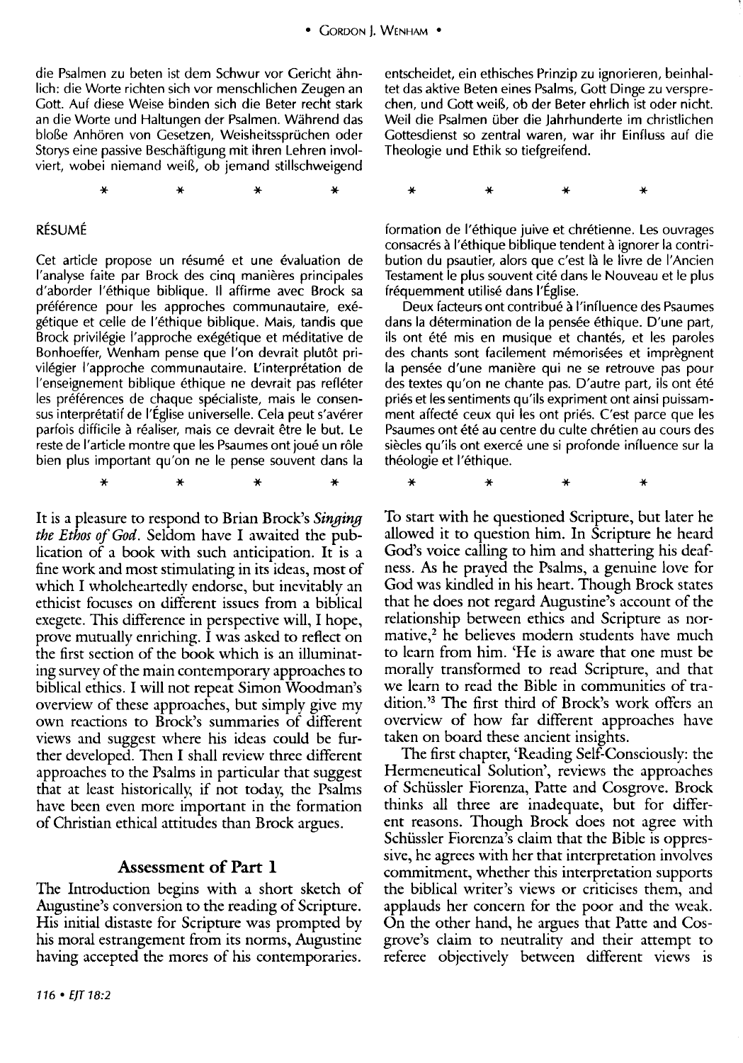die Psalmen zu beten ist dem Schwur vor Gericht ähnlich: die Worte richten sich vor menschlichen Zeugen an Gott. Auf diese Weise binden sich die Beter recht stark an die Worte und Haltungen der Psalmen. Während das bloße Anhören von Gesetzen, Weisheitssprüchen oder Storys eine passive Beschäftigung mit ihren Lehren involviert, wobei niemand weiß, ob jemand stillschweigend entscheidet, ein ethisches Prinzip zu ignorieren, beinhaltet das aktive Beten eines Psalms, Gott Dinge zu versprechen, und Gott weiß, ob der Beter ehrlich ist oder nicht. Weil die Psalmen über die Jahrhunderte im christlichen Gottesdienst so zentral waren, war ihr Einfluss auf die Theologie und Ethik so tiefgreifend.

\* \* \* \*

## RÉSUMÉ

Cet article propose un résumé et une évaluation de l'analyse faite par Brock des cinq manières principales d'aborder l'éthique biblique. Il affirme avec Brock sa préférence pour les approches communautaire, exégétique et celle de l'éthique biblique. Mais, tandis que Brock privilégie l'approche exégétique et méditative de Bonhoeffer, Wenham pense que l'on devrait plutôt privilégier l'approche communautaire. L'interprétation de l'enseignement biblique éthique ne devrait pas refléter les préférences de chaque spécialiste, mais le consensus interprétatif de l'Église universelle. Cela peut s'avérer parfois difficile à réaliser, mais ce devrait être le but. Le reste de l'article montre que les Psaumes ont joué un rôle bien plus important qu'on ne le pense souvent dans la formation de l'éthique juive et chrétienne. Les ouvrages consacrés à l'éthique biblique tendent à ignorer la contribution du psautier, alors que c'est là le livre de l'Ancien Testament le plus souvent cité dans le Nouveau et le plus fréquemment utilisé dans l'Église.

Deux facteurs ont contribué à l'influence des Psaumes dans la détermination de la pensée éthique. D'une part, ils ont été mis en musique et chantés, et les paroles des chants sont facilement mémorisées et imprègnent la pensée d'une manière qui ne se retrouve pas pour des textes qu'on ne chante pas. D'autre part, ils ont été priés et les sentiments qu'ils expriment ont ainsi puissamment affecté ceux qui les ont priés. C'est parce que les Psaumes ont été au centre du culte chrétien au cours des siècles qu'ils ont exercé une si profonde influence sur la théologie et l'éthique.

\* \* \* \*

It is a pleasure to respond to Brian Brock's *Singing the Ethos of God*. Seldom have I awaited the publication of a book with such anticipation. It is a fine work and most stimulating in its ideas, most of which I wholeheartedly endorse, but inevitably an ethicist focuses on different issues from a biblical exegete. This difference in perspective will, I hope, prove mutually enriching. I was asked to reflect on the first section of the book which is an illuminating survey of the main contemporary approaches to biblical ethics. I will not repeat Simon Woodman's overview of these approaches, but simply give my own reactions to Brock's summaries of different views and suggest where his ideas could be further developed. Then I shall review three different approaches to the Psalms in particular that suggest that at least historically, if not today, the Psalms have been even more important in the formation of Christian ethical attitudes than Brock argues.

## Assessment of Part 1

The Introduction begins with a short sketch of Augustine's conversion to the reading of Scripture. His initial distaste for Scripture was prompted by his moral estrangement from its norms, Augustine having accepted the mores of his contemporaries. To start with he questioned Scripture, but later he allowed it to question him. In Scripture he heard God's voice calling to him and shattering his deafness. As he prayed the Psalms, a genuine love for God was kindled in his heart. Though Brock states that he does not regard Augustine's account of the relationship between ethics and Scripture as normative,[2] he believes modern students have much to learn from him. 'He is aware that one must be morally transformed to read Scripture, and that we learn to read the Bible in communities of tradition.'[3] The first third of Brock's work offers an overview of how far different approaches have taken on board these ancient insights.

The first chapter, 'Reading Self-Consciously: the Hermeneutical Solution', reviews the approaches of Schüssler Fiorenza, Patte and Cosgrove. Brock thinks all three are inadequate, but for different reasons. Though Brock does not agree with Schüssler Fiorenza's claim that the Bible is oppressive, he agrees with her that interpretation involves commitment, whether this interpretation supports the biblical writer's views or criticises them, and applauds her concern for the poor and the weak. On the other hand, he argues that Patte and Cosgrove's claim to neutrality and their attempt to referee objectively between different views is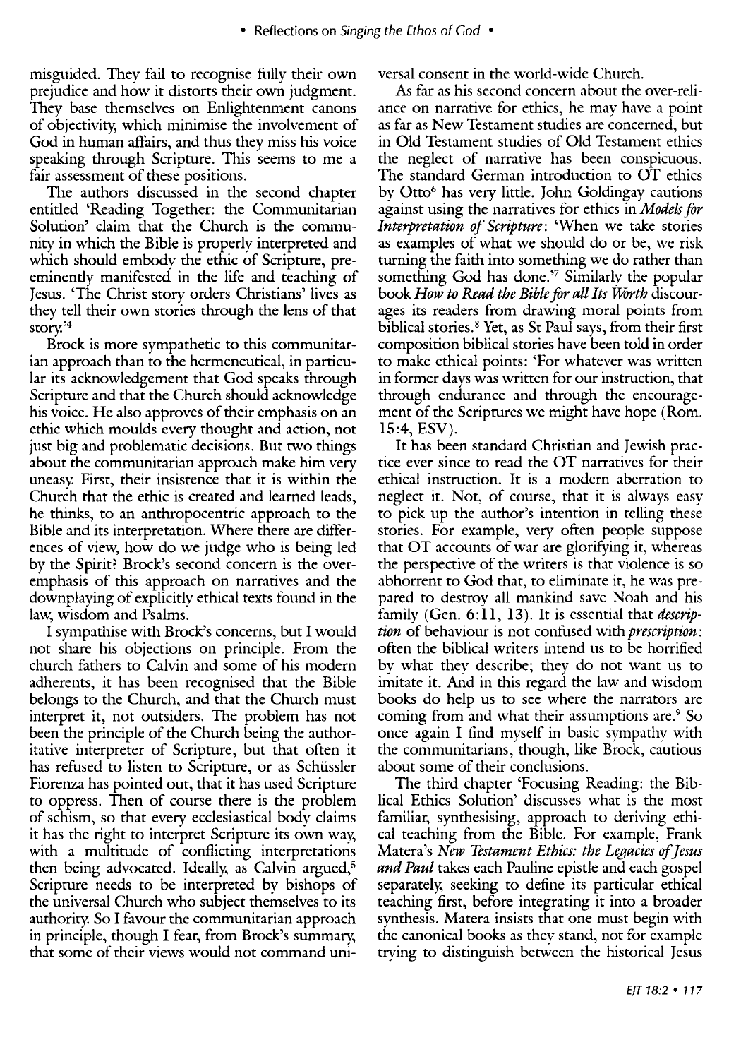misguided. They fail to recognise fully their own prejudice and how it distorts their own judgment. They base themselves on Enlightenment canons of objectivity, which minimise the involvement of God in human affairs, and thus they miss his voice speaking through Scripture. This seems to me a fair assessment of these positions.

The authors discussed in the second chapter entitled 'Reading Together: the Communitarian Solution' claim that the Church is the community in which the Bible is properly interpreted and which should embody the ethic of Scripture, preeminently manifested in the life and teaching of Jesus. 'The Christ story orders Christians' lives as they tell their own stories through the lens of that story.'[4]

Brock is more sympathetic to this communitarian approach than to the hermeneutical, in particular its acknowledgement that God speaks through Scripture and that the Church should acknowledge his voice. He also approves of their emphasis on an ethic which moulds every thought and action, not just big and problematic decisions. But two things about the communitarian approach make him very uneasy. First, their insistence that it is within the Church that the ethic is created and learned leads, he thinks, to an anthropocentric approach to the Bible and its interpretation. Where there are differences of view, how do we judge who is being led by the Spirit? Brock's second concern is the overemphasis of this approach on narratives and the downplaying of explicitly ethical texts found in the law, wisdom and Psalms.

I sympathise with Brock's concerns, but I would not share his objections on principle. From the church fathers to Calvin and some of his modern adherents, it has been recognised that the Bible belongs to the Church, and that the Church must interpret it, not outsiders. The problem has not been the principle of the Church being the authoritative interpreter of Scripture, but that often it has refused to listen to Scripture, or as Schüssler Fiorenza has pointed out, that it has used Scripture to oppress. Then of course there is the problem of schism, so that every ecclesiastical body claims it has the right to interpret Scripture its own way, with a multitude of conflicting interpretations then being advocated. Ideally, as Calvin argued,[5] Scripture needs to be interpreted by bishops of the universal Church who subject themselves to its authority. So I favour the communitarian approach in principle, though I fear, from Brock's summary, that some of their views would not command universal consent in the world-wide Church.

As far as his second concern about the over-reliance on narrative for ethics, he may have a point as far as New Testament studies are concerned, but in Old Testament studies of Old Testament ethics the neglect of narrative has been conspicuous. The standard German introduction to OT ethics by Otto[6] has very little. John Goldingay cautions against using the narratives for ethics in *Models for Interpretation of Scripture*: 'When we take stories as examples of what we should do or be, we risk turning the faith into something we do rather than something God has done.'[7] Similarly the popular book *How to Read the Bible for all Its Worth* discourages its readers from drawing moral points from biblical stories.[8] Yet, as St Paul says, from their first composition biblical stories have been told in order to make ethical points: 'For whatever was written in former days was written for our instruction, that through endurance and through the encouragement of the Scriptures we might have hope (Rom. 15:4, ESV).

It has been standard Christian and Jewish practice ever since to read the OT narratives for their ethical instruction. It is a modern aberration to neglect it. Not, of course, that it is always easy to pick up the author's intention in telling these stories. For example, very often people suppose that OT accounts of war are glorifying it, whereas the perspective of the writers is that violence is so abhorrent to God that, to eliminate it, he was prepared to destroy all mankind save Noah and his family (Gen. 6:11, 13). It is essential that *description* of behaviour is not confused with *prescription*: often the biblical writers intend us to be horrified by what they describe; they do not want us to imitate it. And in this regard the law and wisdom books do help us to see where the narrators are coming from and what their assumptions are.[9] So once again I find myself in basic sympathy with the communitarians, though, like Brock, cautious about some of their conclusions.

The third chapter 'Focusing Reading: the Biblical Ethics Solution' discusses what is the most familiar, synthesising, approach to deriving ethical teaching from the Bible. For example, Frank Matera's *New Testament Ethics: the Legacies of Jesus and Paul* takes each Pauline epistle and each gospel separately, seeking to define its particular ethical teaching first, before integrating it into a broader synthesis. Matera insists that one must begin with the canonical books as they stand, not for example trying to distinguish between the historical Jesus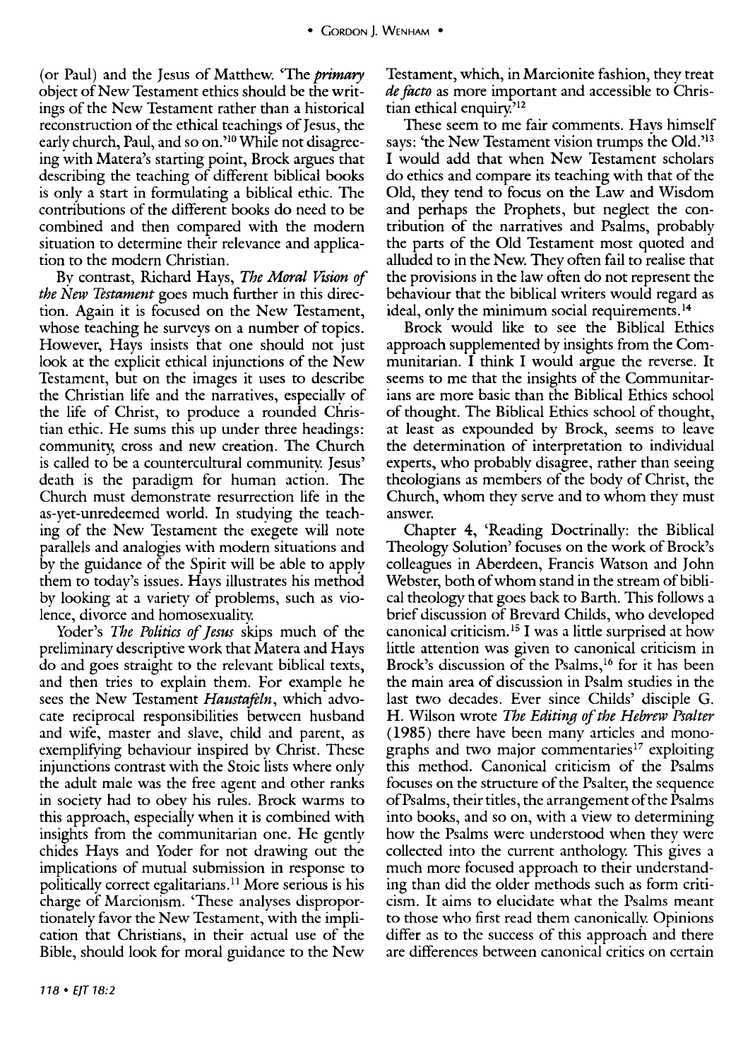(or Paul) and the Jesus of Matthew. 'The ***primary*** object of New Testament ethics should be the writings of the New Testament rather than a historical reconstruction of the ethical teachings of Jesus, the early church, Paul, and so on.'[10] While not disagreeing with Matera's starting point, Brock argues that describing the teaching of different biblical books is only a start in formulating a biblical ethic. The contributions of the different books do need to be combined and then compared with the modern situation to determine their relevance and application to the modern Christian.

By contrast, Richard Hays, *The Moral Vision of the New Testament* goes much further in this direction. Again it is focused on the New Testament, whose teaching he surveys on a number of topics. However, Hays insists that one should not just look at the explicit ethical injunctions of the New Testament, but on the images it uses to describe the Christian life and the narratives, especially of the life of Christ, to produce a rounded Christian ethic. He sums this up under three headings: community, cross and new creation. The Church is called to be a countercultural community. Jesus' death is the paradigm for human action. The Church must demonstrate resurrection life in the as-yet-unredeemed world. In studying the teaching of the New Testament the exegete will note parallels and analogies with modern situations and by the guidance of the Spirit will be able to apply them to today's issues. Hays illustrates his method by looking at a variety of problems, such as violence, divorce and homosexuality.

Yoder's *The Politics of Jesus* skips much of the preliminary descriptive work that Matera and Hays do and goes straight to the relevant biblical texts, and then tries to explain them. For example he sees the New Testament *Haustafeln*, which advocate reciprocal responsibilities between husband and wife, master and slave, child and parent, as exemplifying behaviour inspired by Christ. These injunctions contrast with the Stoic lists where only the adult male was the free agent and other ranks in society had to obey his rules. Brock warms to this approach, especially when it is combined with insights from the communitarian one. He gently chides Hays and Yoder for not drawing out the implications of mutual submission in response to politically correct egalitarians.[11] More serious is his charge of Marcionism. 'These analyses disproportionately favor the New Testament, with the implication that Christians, in their actual use of the Bible, should look for moral guidance to the New Testament, which, in Marcionite fashion, they treat *de facto* as more important and accessible to Christian ethical enquiry.'[12]

These seem to me fair comments. Hays himself says: 'the New Testament vision trumps the Old.'[13] I would add that when New Testament scholars do ethics and compare its teaching with that of the Old, they tend to focus on the Law and Wisdom and perhaps the Prophets, but neglect the contribution of the narratives and Psalms, probably the parts of the Old Testament most quoted and alluded to in the New. They often fail to realise that the provisions in the law often do not represent the behaviour that the biblical writers would regard as ideal, only the minimum social requirements.[14]

Brock would like to see the Biblical Ethics approach supplemented by insights from the Communitarian. I think I would argue the reverse. It seems to me that the insights of the Communitarians are more basic than the Biblical Ethics school of thought. The Biblical Ethics school of thought, at least as expounded by Brock, seems to leave the determination of interpretation to individual experts, who probably disagree, rather than seeing theologians as members of the body of Christ, the Church, whom they serve and to whom they must answer.

Chapter 4, 'Reading Doctrinally: the Biblical Theology Solution' focuses on the work of Brock's colleagues in Aberdeen, Francis Watson and John Webster, both of whom stand in the stream of biblical theology that goes back to Barth. This follows a brief discussion of Brevard Childs, who developed canonical criticism.[15] I was a little surprised at how little attention was given to canonical criticism in Brock's discussion of the Psalms,[16] for it has been the main area of discussion in Psalm studies in the last two decades. Ever since Childs' disciple G. H. Wilson wrote *The Editing of the Hebrew Psalter* (1985) there have been many articles and monographs and two major commentaries[17] exploiting this method. Canonical criticism of the Psalms focuses on the structure of the Psalter, the sequence of Psalms, their titles, the arrangement of the Psalms into books, and so on, with a view to determining how the Psalms were understood when they were collected into the current anthology. This gives a much more focused approach to their understanding than did the older methods such as form criticism. It aims to elucidate what the Psalms meant to those who first read them canonically. Opinions differ as to the success of this approach and there are differences between canonical critics on certain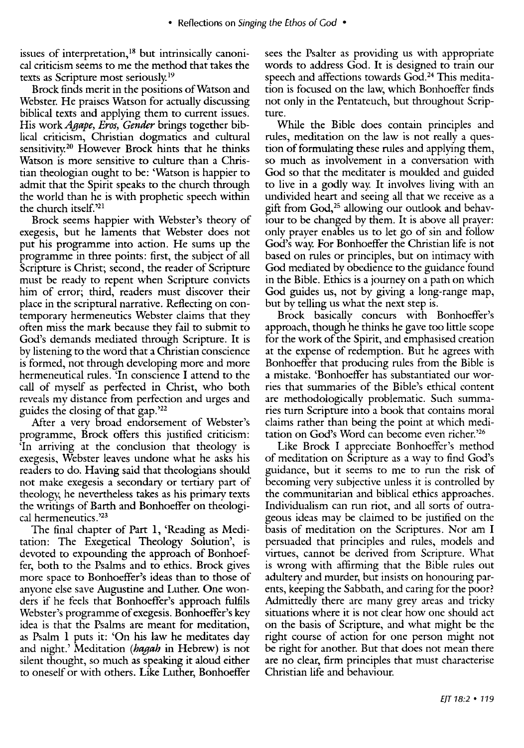issues of interpretation,[18] but intrinsically canonical criticism seems to me the method that takes the texts as Scripture most seriously.[19]

Brock finds merit in the positions of Watson and Webster. He praises Watson for actually discussing biblical texts and applying them to current issues. His work *Agape, Eros, Gender* brings together biblical criticism, Christian dogmatics and cultural sensitivity.[20] However Brock hints that he thinks Watson is more sensitive to culture than a Christian theologian ought to be: 'Watson is happier to admit that the Spirit speaks to the church through the world than he is with prophetic speech within the church itself.'[21]

Brock seems happier with Webster's theory of exegesis, but he laments that Webster does not put his programme into action. He sums up the programme in three points: first, the subject of all Scripture is Christ; second, the reader of Scripture must be ready to repent when Scripture convicts him of error; third, readers must discover their place in the scriptural narrative. Reflecting on contemporary hermeneutics Webster claims that they often miss the mark because they fail to submit to God's demands mediated through Scripture. It is by listening to the word that a Christian conscience is formed, not through developing more and more hermeneutical rules. 'In conscience I attend to the call of myself as perfected in Christ, who both reveals my distance from perfection and urges and guides the closing of that gap.'[22]

After a very broad endorsement of Webster's programme, Brock offers this justified criticism: 'In arriving at the conclusion that theology is exegesis, Webster leaves undone what he asks his readers to do. Having said that theologians should not make exegesis a secondary or tertiary part of theology, he nevertheless takes as his primary texts the writings of Barth and Bonhoeffer on theological hermeneutics.'[23]

The final chapter of Part 1, 'Reading as Meditation: The Exegetical Theology Solution', is devoted to expounding the approach of Bonhoeffer, both to the Psalms and to ethics. Brock gives more space to Bonhoeffer's ideas than to those of anyone else save Augustine and Luther. One wonders if he feels that Bonhoeffer's approach fulfils Webster's programme of exegesis. Bonhoeffer's key idea is that the Psalms are meant for meditation, as Psalm 1 puts it: 'On his law he meditates day and night.' Meditation (*hagah* in Hebrew) is not silent thought, so much as speaking it aloud either to oneself or with others. Like Luther, Bonhoeffer sees the Psalter as providing us with appropriate words to address God. It is designed to train our speech and affections towards God.[24] This meditation is focused on the law, which Bonhoeffer finds not only in the Pentateuch, but throughout Scripture.

While the Bible does contain principles and rules, meditation on the law is not really a question of formulating these rules and applying them, so much as involvement in a conversation with God so that the meditater is moulded and guided to live in a godly way. It involves living with an undivided heart and seeing all that we receive as a gift from God,[25] allowing our outlook and behaviour to be changed by them. It is above all prayer: only prayer enables us to let go of sin and follow God's way. For Bonhoeffer the Christian life is not based on rules or principles, but on intimacy with God mediated by obedience to the guidance found in the Bible. Ethics is a journey on a path on which God guides us, not by giving a long-range map, but by telling us what the next step is.

Brock basically concurs with Bonhoeffer's approach, though he thinks he gave too little scope for the work of the Spirit, and emphasised creation at the expense of redemption. But he agrees with Bonhoeffer that producing rules from the Bible is a mistake. 'Bonhoeffer has substantiated our worries that summaries of the Bible's ethical content are methodologically problematic. Such summaries turn Scripture into a book that contains moral claims rather than being the point at which meditation on God's Word can become even richer.'[26]

Like Brock I appreciate Bonhoeffer's method of meditation on Scripture as a way to find God's guidance, but it seems to me to run the risk of becoming very subjective unless it is controlled by the communitarian and biblical ethics approaches. Individualism can run riot, and all sorts of outrageous ideas may be claimed to be justified on the basis of meditation on the Scriptures. Nor am I persuaded that principles and rules, models and virtues, cannot be derived from Scripture. What is wrong with affirming that the Bible rules out adultery and murder, but insists on honouring parents, keeping the Sabbath, and caring for the poor? Admittedly there are many grey areas and tricky situations where it is not clear how one should act on the basis of Scripture, and what might be the right course of action for one person might not be right for another. But that does not mean there are no clear, firm principles that must characterise Christian life and behaviour.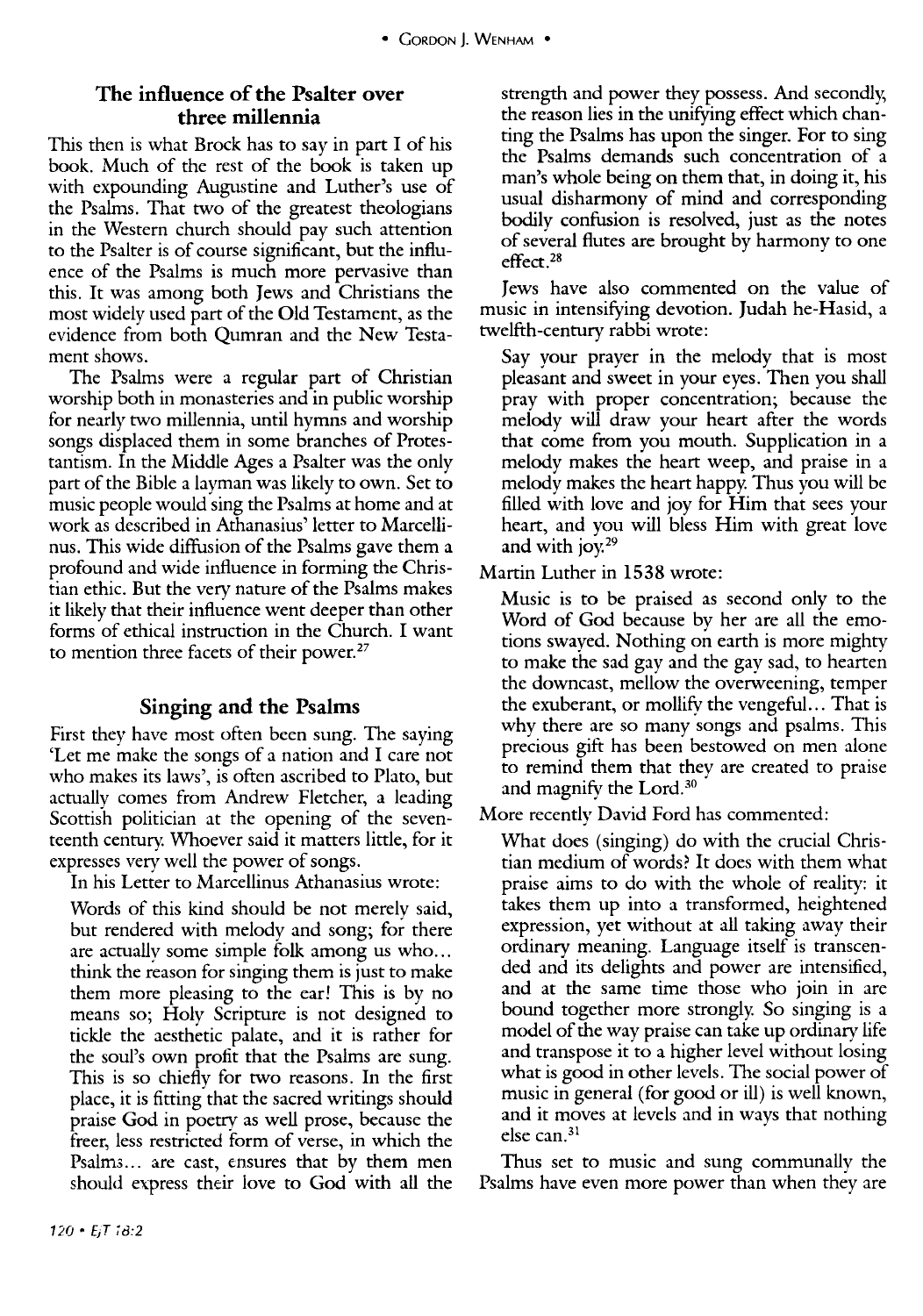## The influence of the Psalter over three millennia

This then is what Brock has to say in part I of his book. Much of the rest of the book is taken up with expounding Augustine and Luther's use of the Psalms. That two of the greatest theologians in the Western church should pay such attention to the Psalter is of course significant, but the influence of the Psalms is much more pervasive than this. It was among both Jews and Christians the most widely used part of the Old Testament, as the evidence from both Qumran and the New Testament shows.

The Psalms were a regular part of Christian worship both in monasteries and in public worship for nearly two millennia, until hymns and worship songs displaced them in some branches of Protestantism. In the Middle Ages a Psalter was the only part of the Bible a layman was likely to own. Set to music people would sing the Psalms at home and at work as described in Athanasius' letter to Marcellinus. This wide diffusion of the Psalms gave them a profound and wide influence in forming the Christian ethic. But the very nature of the Psalms makes it likely that their influence went deeper than other forms of ethical instruction in the Church. I want to mention three facets of their power.[27]

## Singing and the Psalms

First they have most often been sung. The saying 'Let me make the songs of a nation and I care not who makes its laws', is often ascribed to Plato, but actually comes from Andrew Fletcher, a leading Scottish politician at the opening of the seventeenth century. Whoever said it matters little, for it expresses very well the power of songs.

In his Letter to Marcellinus Athanasius wrote:

> Words of this kind should be not merely said, but rendered with melody and song; for there are actually some simple folk among us who... think the reason for singing them is just to make them more pleasing to the ear! This is by no means so; Holy Scripture is not designed to tickle the aesthetic palate, and it is rather for the soul's own profit that the Psalms are sung. This is so chiefly for two reasons. In the first place, it is fitting that the sacred writings should praise God in poetry as well prose, because the freer, less restricted form of verse, in which the Psalms... are cast, ensures that by them men should express their love to God with all the strength and power they possess. And secondly, the reason lies in the unifying effect which chanting the Psalms has upon the singer. For to sing the Psalms demands such concentration of a man's whole being on them that, in doing it, his usual disharmony of mind and corresponding bodily confusion is resolved, just as the notes of several flutes are brought by harmony to one effect.[28]

Jews have also commented on the value of music in intensifying devotion. Judah he-Hasid, a twelfth-century rabbi wrote:

> Say your prayer in the melody that is most pleasant and sweet in your eyes. Then you shall pray with proper concentration; because the melody will draw your heart after the words that come from you mouth. Supplication in a melody makes the heart weep, and praise in a melody makes the heart happy. Thus you will be filled with love and joy for Him that sees your heart, and you will bless Him with great love and with joy.[29]

Martin Luther in 1538 wrote:

> Music is to be praised as second only to the Word of God because by her are all the emotions swayed. Nothing on earth is more mighty to make the sad gay and the gay sad, to hearten the downcast, mellow the overweening, temper the exuberant, or mollify the vengeful... That is why there are so many songs and psalms. This precious gift has been bestowed on men alone to remind them that they are created to praise and magnify the Lord.[30]

More recently David Ford has commented:

> What does (singing) do with the crucial Christian medium of words? It does with them what praise aims to do with the whole of reality: it takes them up into a transformed, heightened expression, yet without at all taking away their ordinary meaning. Language itself is transcended and its delights and power are intensified, and at the same time those who join in are bound together more strongly. So singing is a model of the way praise can take up ordinary life and transpose it to a higher level without losing what is good in other levels. The social power of music in general (for good or ill) is well known, and it moves at levels and in ways that nothing else can.[31]

Thus set to music and sung communally the Psalms have even more power than when they are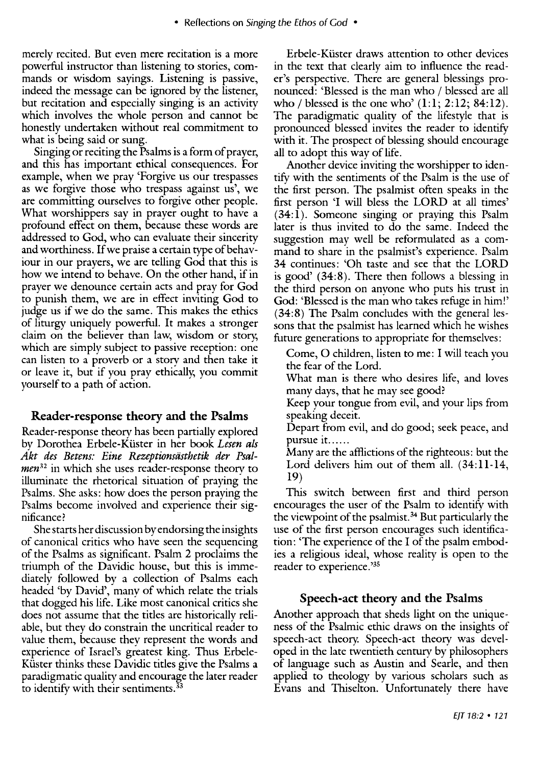merely recited. But even mere recitation is a more powerful instructor than listening to stories, commands or wisdom sayings. Listening is passive, indeed the message can be ignored by the listener, but recitation and especially singing is an activity which involves the whole person and cannot be honestly undertaken without real commitment to what is being said or sung.

Singing or reciting the Psalms is a form of prayer, and this has important ethical consequences. For example, when we pray 'Forgive us our trespasses as we forgive those who trespass against us', we are committing ourselves to forgive other people. What worshippers say in prayer ought to have a profound effect on them, because these words are addressed to God, who can evaluate their sincerity and worthiness. If we praise a certain type of behaviour in our prayers, we are telling God that this is how we intend to behave. On the other hand, if in prayer we denounce certain acts and pray for God to punish them, we are in effect inviting God to judge us if we do the same. This makes the ethics of liturgy uniquely powerful. It makes a stronger claim on the believer than law, wisdom or story, which are simply subject to passive reception: one can listen to a proverb or a story and then take it or leave it, but if you pray ethically, you commit yourself to a path of action.

## Reader-response theory and the Psalms

Reader-response theory has been partially explored by Dorothea Erbele-Küster in her book *Lesen als Akt des Betens: Eine Rezeptionsästhetik der Psalmen*[32] in which she uses reader-response theory to illuminate the rhetorical situation of praying the Psalms. She asks: how does the person praying the Psalms become involved and experience their significance?

She starts her discussion by endorsing the insights of canonical critics who have seen the sequencing of the Psalms as significant. Psalm 2 proclaims the triumph of the Davidic house, but this is immediately followed by a collection of Psalms each headed 'by David', many of which relate the trials that dogged his life. Like most canonical critics she does not assume that the titles are historically reliable, but they do constrain the uncritical reader to value them, because they represent the words and experience of Israel's greatest king. Thus Erbele-Küster thinks these Davidic titles give the Psalms a paradigmatic quality and encourage the later reader to identify with their sentiments.[33]

Erbele-Küster draws attention to other devices in the text that clearly aim to influence the reader's perspective. There are general blessings pronounced: 'Blessed is the man who / blessed are all who / blessed is the one who' (1:1; 2:12; 84:12). The paradigmatic quality of the lifestyle that is pronounced blessed invites the reader to identify with it. The prospect of blessing should encourage all to adopt this way of life.

Another device inviting the worshipper to identify with the sentiments of the Psalm is the use of the first person. The psalmist often speaks in the first person 'I will bless the LORD at all times' (34:1). Someone singing or praying this Psalm later is thus invited to do the same. Indeed the suggestion may well be reformulated as a command to share in the psalmist's experience. Psalm 34 continues: 'Oh taste and see that the LORD is good' (34:8). There then follows a blessing in the third person on anyone who puts his trust in God: 'Blessed is the man who takes refuge in him!' (34:8) The Psalm concludes with the general lessons that the psalmist has learned which he wishes future generations to appropriate for themselves:

> Come, O children, listen to me: I will teach you the fear of the Lord.
>
> What man is there who desires life, and loves many days, that he may see good?
>
> Keep your tongue from evil, and your lips from speaking deceit.
>
> Depart from evil, and do good; seek peace, and pursue it......
>
> Many are the afflictions of the righteous: but the Lord delivers him out of them all. (34:11-14, 19)

This switch between first and third person encourages the user of the Psalm to identify with the viewpoint of the psalmist.[34] But particularly the use of the first person encourages such identification: 'The experience of the I of the psalm embodies a religious ideal, whose reality is open to the reader to experience.'[35]

## Speech-act theory and the Psalms

Another approach that sheds light on the uniqueness of the Psalmic ethic draws on the insights of speech-act theory. Speech-act theory was developed in the late twentieth century by philosophers of language such as Austin and Searle, and then applied to theology by various scholars such as Evans and Thiselton. Unfortunately there have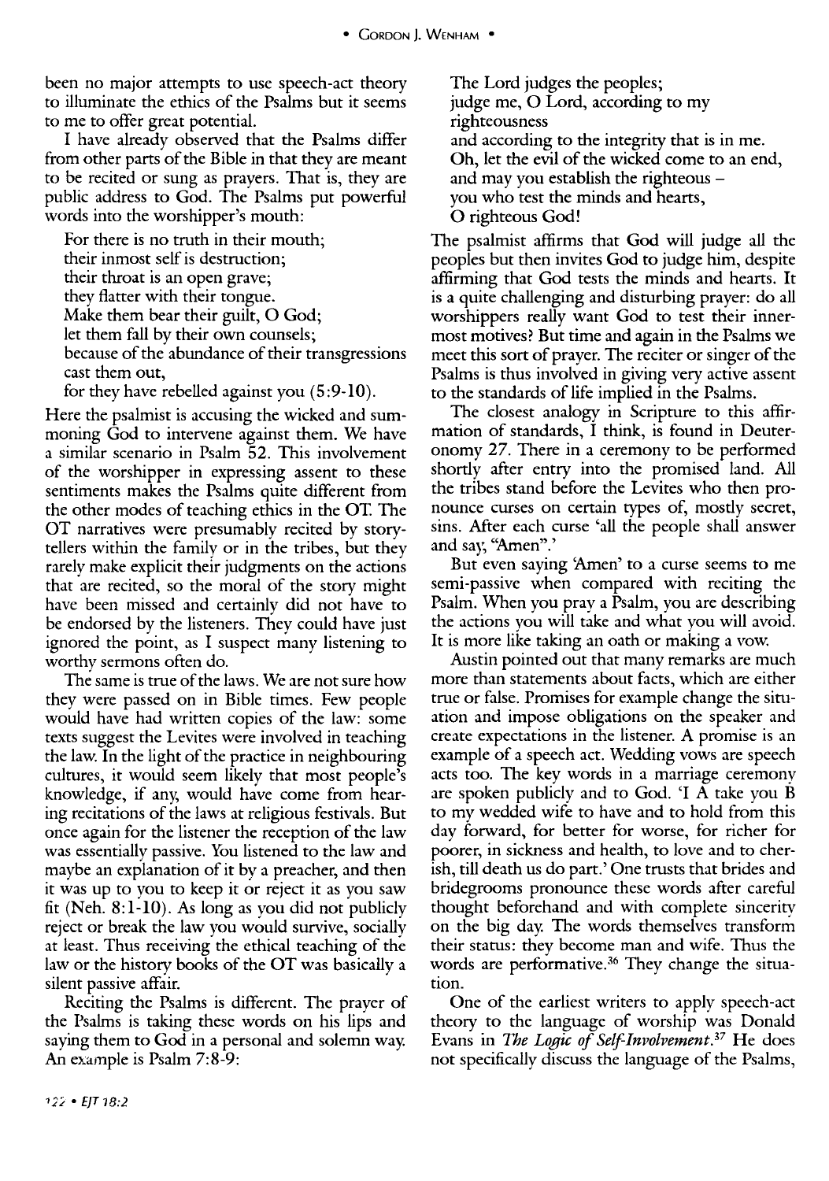been no major attempts to use speech-act theory to illuminate the ethics of the Psalms but it seems to me to offer great potential.

I have already observed that the Psalms differ from other parts of the Bible in that they are meant to be recited or sung as prayers. That is, they are public address to God. The Psalms put powerful words into the worshipper's mouth:

> For there is no truth in their mouth;
> their inmost self is destruction;
> their throat is an open grave;
> they flatter with their tongue.
> Make them bear their guilt, O God;
> let them fall by their own counsels;
> because of the abundance of their transgressions cast them out,
> for they have rebelled against you (5:9-10).

Here the psalmist is accusing the wicked and summoning God to intervene against them. We have a similar scenario in Psalm 52. This involvement of the worshipper in expressing assent to these sentiments makes the Psalms quite different from the other modes of teaching ethics in the OT. The OT narratives were presumably recited by storytellers within the family or in the tribes, but they rarely make explicit their judgments on the actions that are recited, so the moral of the story might have been missed and certainly did not have to be endorsed by the listeners. They could have just ignored the point, as I suspect many listening to worthy sermons often do.

The same is true of the laws. We are not sure how they were passed on in Bible times. Few people would have had written copies of the law: some texts suggest the Levites were involved in teaching the law. In the light of the practice in neighbouring cultures, it would seem likely that most people's knowledge, if any, would have come from hearing recitations of the laws at religious festivals. But once again for the listener the reception of the law was essentially passive. You listened to the law and maybe an explanation of it by a preacher, and then it was up to you to keep it or reject it as you saw fit (Neh. 8:1-10). As long as you did not publicly reject or break the law you would survive, socially at least. Thus receiving the ethical teaching of the law or the history books of the OT was basically a silent passive affair.

Reciting the Psalms is different. The prayer of the Psalms is taking these words on his lips and saying them to God in a personal and solemn way. An example is Psalm 7:8-9:

> The Lord judges the peoples;
> judge me, O Lord, according to my righteousness
> and according to the integrity that is in me.
> Oh, let the evil of the wicked come to an end,
> and may you establish the righteous –
> you who test the minds and hearts,
> O righteous God!

The psalmist affirms that God will judge all the peoples but then invites God to judge him, despite affirming that God tests the minds and hearts. It is a quite challenging and disturbing prayer: do all worshippers really want God to test their innermost motives? But time and again in the Psalms we meet this sort of prayer. The reciter or singer of the Psalms is thus involved in giving very active assent to the standards of life implied in the Psalms.

The closest analogy in Scripture to this affirmation of standards, I think, is found in Deuteronomy 27. There in a ceremony to be performed shortly after entry into the promised land. All the tribes stand before the Levites who then pronounce curses on certain types of, mostly secret, sins. After each curse 'all the people shall answer and say, "Amen".'

But even saying 'Amen' to a curse seems to me semi-passive when compared with reciting the Psalm. When you pray a Psalm, you are describing the actions you will take and what you will avoid. It is more like taking an oath or making a vow.

Austin pointed out that many remarks are much more than statements about facts, which are either true or false. Promises for example change the situation and impose obligations on the speaker and create expectations in the listener. A promise is an example of a speech act. Wedding vows are speech acts too. The key words in a marriage ceremony are spoken publicly and to God. 'I A take you B to my wedded wife to have and to hold from this day forward, for better for worse, for richer for poorer, in sickness and health, to love and to cherish, till death us do part.' One trusts that brides and bridegrooms pronounce these words after careful thought beforehand and with complete sincerity on the big day. The words themselves transform their status: they become man and wife. Thus the words are performative.[36] They change the situation.

One of the earliest writers to apply speech-act theory to the language of worship was Donald Evans in *The Logic of Self-Involvement*.[37] He does not specifically discuss the language of the Psalms,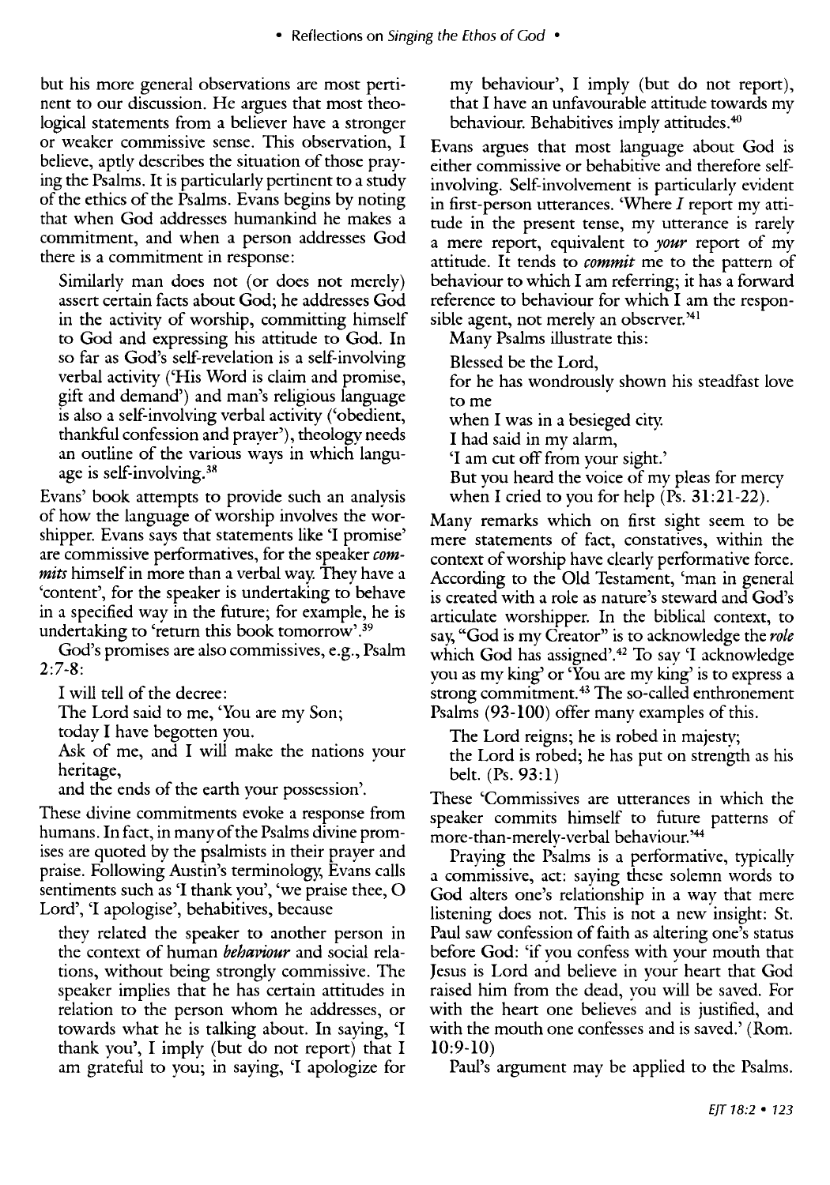but his more general observations are most pertinent to our discussion. He argues that most theological statements from a believer have a stronger or weaker commissive sense. This observation, I believe, aptly describes the situation of those praying the Psalms. It is particularly pertinent to a study of the ethics of the Psalms. Evans begins by noting that when God addresses humankind he makes a commitment, and when a person addresses God there is a commitment in response:

> Similarly man does not (or does not merely) assert certain facts about God; he addresses God in the activity of worship, committing himself to God and expressing his attitude to God. In so far as God's self-revelation is a self-involving verbal activity ('His Word is claim and promise, gift and demand') and man's religious language is also a self-involving verbal activity ('obedient, thankful confession and prayer'), theology needs an outline of the various ways in which language is self-involving.[38]

Evans' book attempts to provide such an analysis of how the language of worship involves the worshipper. Evans says that statements like 'I promise' are commissive performatives, for the speaker *commits* himself in more than a verbal way. They have a 'content', for the speaker is undertaking to behave in a specified way in the future; for example, he is undertaking to 'return this book tomorrow'.[39]

God's promises are also commissives, e.g., Psalm 2:7-8:

> I will tell of the decree:
> The Lord said to me, 'You are my Son;
> today I have begotten you.
> Ask of me, and I will make the nations your heritage,
> and the ends of the earth your possession'.

These divine commitments evoke a response from humans. In fact, in many of the Psalms divine promises are quoted by the psalmists in their prayer and praise. Following Austin's terminology, Evans calls sentiments such as 'I thank you', 'we praise thee, O Lord', 'I apologise', behabitives, because

> they related the speaker to another person in the context of human *behaviour* and social relations, without being strongly commissive. The speaker implies that he has certain attitudes in relation to the person whom he addresses, or towards what he is talking about. In saying, 'I thank you', I imply (but do not report) that I am grateful to you; in saying, 'I apologize for my behaviour', I imply (but do not report), that I have an unfavourable attitude towards my behaviour. Behabitives imply attitudes.[40]

Evans argues that most language about God is either commissive or behabitive and therefore self-involving. Self-involvement is particularly evident in first-person utterances. 'Where *I* report my attitude in the present tense, my utterance is rarely a mere report, equivalent to *your* report of my attitude. It tends to *commit* me to the pattern of behaviour to which I am referring; it has a forward reference to behaviour for which I am the responsible agent, not merely an observer.'[41]

Many Psalms illustrate this:

> Blessed be the Lord,
> for he has wondrously shown his steadfast love to me
> when I was in a besieged city.
> I had said in my alarm,
> 'I am cut off from your sight.'
> But you heard the voice of my pleas for mercy
> when I cried to you for help (Ps. 31:21-22).

Many remarks which on first sight seem to be mere statements of fact, constatives, within the context of worship have clearly performative force. According to the Old Testament, 'man in general is created with a role as nature's steward and God's articulate worshipper. In the biblical context, to say, "God is my Creator" is to acknowledge the *role* which God has assigned'.[42] To say 'I acknowledge you as my king' or 'You are my king' is to express a strong commitment.[43] The so-called enthronement Psalms (93-100) offer many examples of this.

> The Lord reigns; he is robed in majesty;
> the Lord is robed; he has put on strength as his belt. (Ps. 93:1)

These 'Commissives are utterances in which the speaker commits himself to future patterns of more-than-merely-verbal behaviour.'[44]

Praying the Psalms is a performative, typically a commissive, act: saying these solemn words to God alters one's relationship in a way that mere listening does not. This is not a new insight: St. Paul saw confession of faith as altering one's status before God: 'if you confess with your mouth that Jesus is Lord and believe in your heart that God raised him from the dead, you will be saved. For with the heart one believes and is justified, and with the mouth one confesses and is saved.' (Rom. 10:9-10)

Paul's argument may be applied to the Psalms.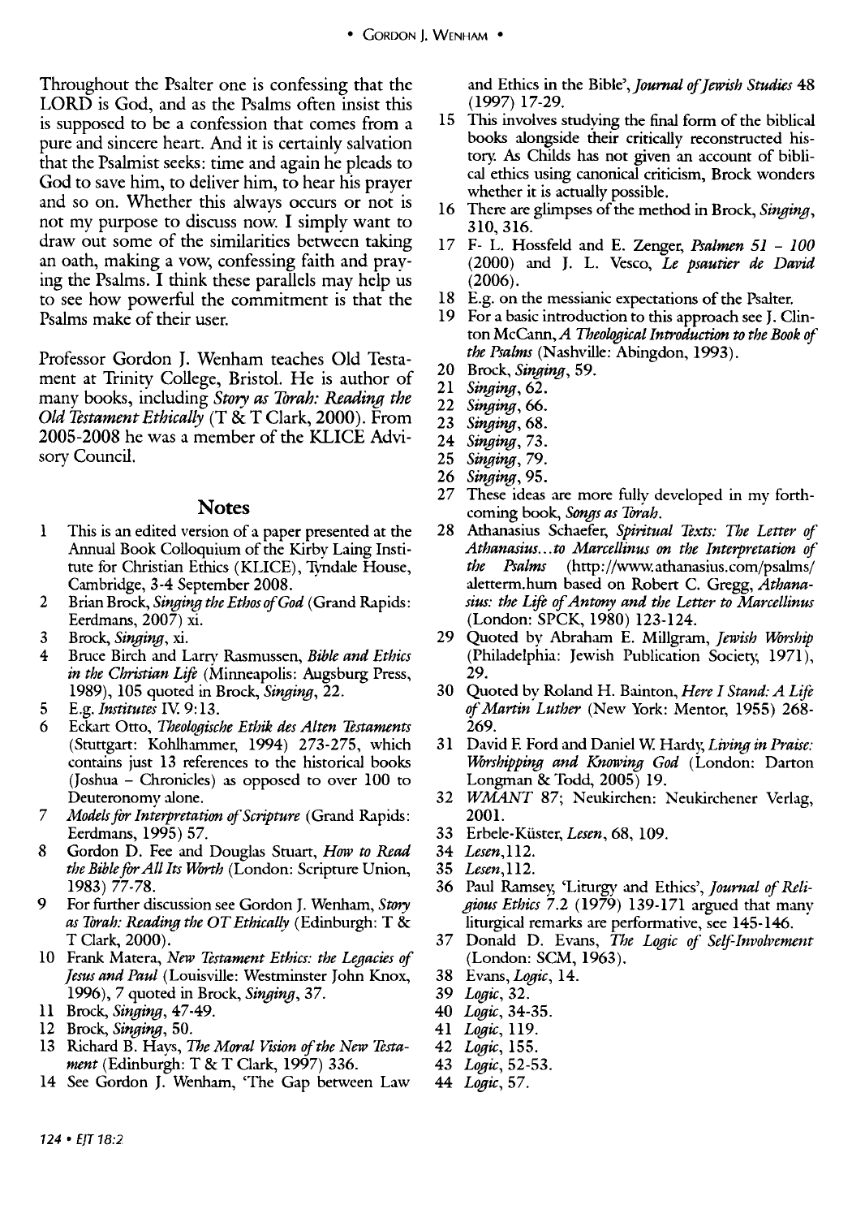Throughout the Psalter one is confessing that the LORD is God, and as the Psalms often insist this is supposed to be a confession that comes from a pure and sincere heart. And it is certainly salvation that the Psalmist seeks: time and again he pleads to God to save him, to deliver him, to hear his prayer and so on. Whether this always occurs or not is not my purpose to discuss now. I simply want to draw out some of the similarities between taking an oath, making a vow, confessing faith and praying the Psalms. I think these parallels may help us to see how powerful the commitment is that the Psalms make of their user.

Professor Gordon J. Wenham teaches Old Testament at Trinity College, Bristol. He is author of many books, including *Story as Torah: Reading the Old Testament Ethically* (T & T Clark, 2000). From 2005-2008 he was a member of the KLICE Advisory Council.

## Notes

1. This is an edited version of a paper presented at the Annual Book Colloquium of the Kirby Laing Institute for Christian Ethics (KLICE), Tyndale House, Cambridge, 3-4 September 2008.
2. Brian Brock, *Singing the Ethos of God* (Grand Rapids: Eerdmans, 2007) xi.
3. Brock, *Singing*, xi.
4. Bruce Birch and Larry Rasmussen, *Bible and Ethics in the Christian Life* (Minneapolis: Augsburg Press, 1989), 105 quoted in Brock, *Singing*, 22.
5. E.g. *Institutes* IV. 9:13.
6. Eckart Otto, *Theologische Ethik des Alten Testaments* (Stuttgart: Kohlhammer, 1994) 273-275, which contains just 13 references to the historical books (Joshua – Chronicles) as opposed to over 100 to Deuteronomy alone.
7. *Models for Interpretation of Scripture* (Grand Rapids: Eerdmans, 1995) 57.
8. Gordon D. Fee and Douglas Stuart, *How to Read the Bible for All Its Worth* (London: Scripture Union, 1983) 77-78.
9. For further discussion see Gordon J. Wenham, *Story as Torah: Reading the OT Ethically* (Edinburgh: T & T Clark, 2000).
10. Frank Matera, *New Testament Ethics: the Legacies of Jesus and Paul* (Louisville: Westminster John Knox, 1996), 7 quoted in Brock, *Singing*, 37.
11. Brock, *Singing*, 47-49.
12. Brock, *Singing*, 50.
13. Richard B. Hays, *The Moral Vision of the New Testament* (Edinburgh: T & T Clark, 1997) 336.
14. See Gordon J. Wenham, 'The Gap between Law and Ethics in the Bible', *Journal of Jewish Studies* 48 (1997) 17-29.
15. This involves studying the final form of the biblical books alongside their critically reconstructed history. As Childs has not given an account of biblical ethics using canonical criticism, Brock wonders whether it is actually possible.
16. There are glimpses of the method in Brock, *Singing*, 310, 316.
17. F- L. Hossfeld and E. Zenger, *Psalmen 51 – 100* (2000) and J. L. Vesco, *Le psautier de David* (2006).
18. E.g. on the messianic expectations of the Psalter.
19. For a basic introduction to this approach see J. Clinton McCann, *A Theological Introduction to the Book of the Psalms* (Nashville: Abingdon, 1993).
20. Brock, *Singing*, 59.
21. *Singing*, 62.
22. *Singing*, 66.
23. *Singing*, 68.
24. *Singing*, 73.
25. *Singing*, 79.
26. *Singing*, 95.
27. These ideas are more fully developed in my forthcoming book, *Songs as Torah*.
28. Athanasius Schaefer, *Spiritual Texts: The Letter of Athanasius...to Marcellinus on the Interpretation of the Psalms* (http://www.athanasius.com/psalms/aletterm.hum based on Robert C. Gregg, *Athanasius: the Life of Antony and the Letter to Marcellinus* (London: SPCK, 1980) 123-124.
29. Quoted by Abraham E. Millgram, *Jewish Worship* (Philadelphia: Jewish Publication Society, 1971), 29.
30. Quoted by Roland H. Bainton, *Here I Stand: A Life of Martin Luther* (New York: Mentor, 1955) 268-269.
31. David F. Ford and Daniel W. Hardy, *Living in Praise: Worshipping and Knowing God* (London: Darton Longman & Todd, 2005) 19.
32. *WMANT* 87; Neukirchen: Neukirchener Verlag, 2001.
33. Erbele-Küster, *Lesen*, 68, 109.
34. *Lesen*,112.
35. *Lesen*,112.
36. Paul Ramsey, 'Liturgy and Ethics', *Journal of Religious Ethics* 7.2 (1979) 139-171 argued that many liturgical remarks are performative, see 145-146.
37. Donald D. Evans, *The Logic of Self-Involvement* (London: SCM, 1963).
38. Evans, *Logic*, 14.
39. *Logic*, 32.
40. *Logic*, 34-35.
41. *Logic*, 119.
42. *Logic*, 155.
43. *Logic*, 52-53.
44. *Logic*, 57.